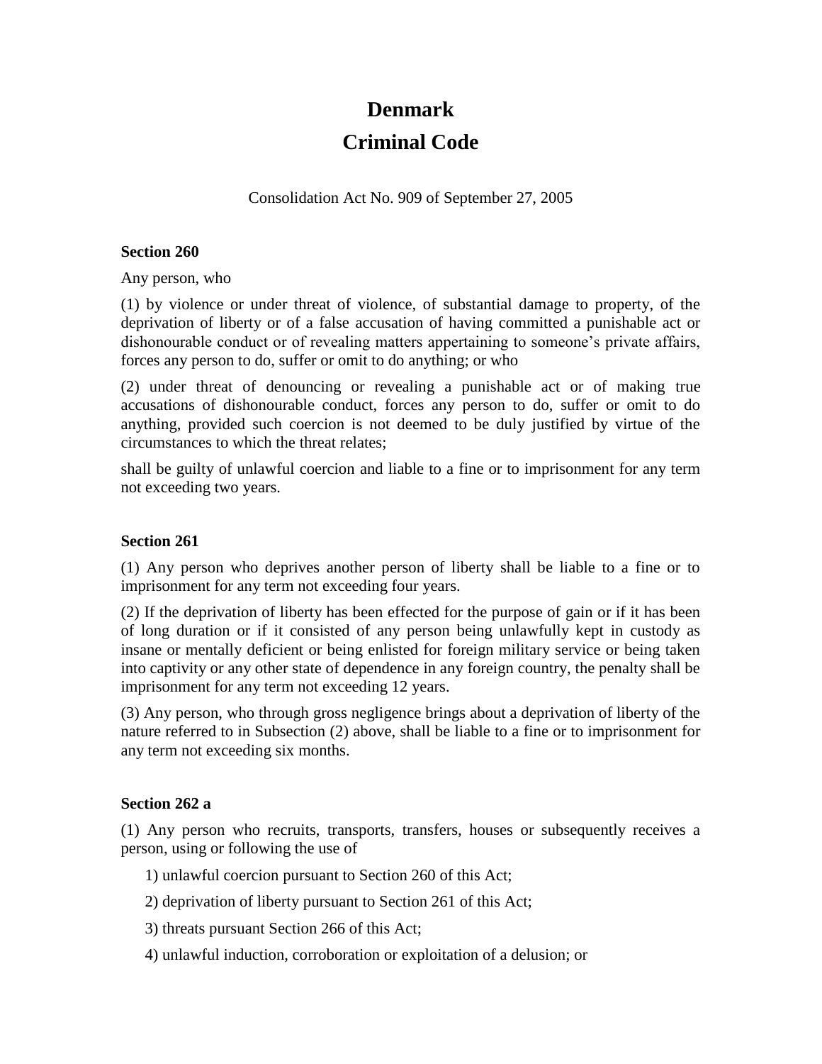# Denmark

# Criminal Code

Consolidation Act No. 909 of September 27, 2005

**Section 260**

Any person, who

(1) by violence or under threat of violence, of substantial damage to property, of the deprivation of liberty or of a false accusation of having committed a punishable act or dishonourable conduct or of revealing matters appertaining to someone's private affairs, forces any person to do, suffer or omit to do anything; or who

(2) under threat of denouncing or revealing a punishable act or of making true accusations of dishonourable conduct, forces any person to do, suffer or omit to do anything, provided such coercion is not deemed to be duly justified by virtue of the circumstances to which the threat relates;

shall be guilty of unlawful coercion and liable to a fine or to imprisonment for any term not exceeding two years.

**Section 261**

(1) Any person who deprives another person of liberty shall be liable to a fine or to imprisonment for any term not exceeding four years.

(2) If the deprivation of liberty has been effected for the purpose of gain or if it has been of long duration or if it consisted of any person being unlawfully kept in custody as insane or mentally deficient or being enlisted for foreign military service or being taken into captivity or any other state of dependence in any foreign country, the penalty shall be imprisonment for any term not exceeding 12 years.

(3) Any person, who through gross negligence brings about a deprivation of liberty of the nature referred to in Subsection (2) above, shall be liable to a fine or to imprisonment for any term not exceeding six months.

**Section 262 a**

(1) Any person who recruits, transports, transfers, houses or subsequently receives a person, using or following the use of

1) unlawful coercion pursuant to Section 260 of this Act;

2) deprivation of liberty pursuant to Section 261 of this Act;

3) threats pursuant Section 266 of this Act;

4) unlawful induction, corroboration or exploitation of a delusion; or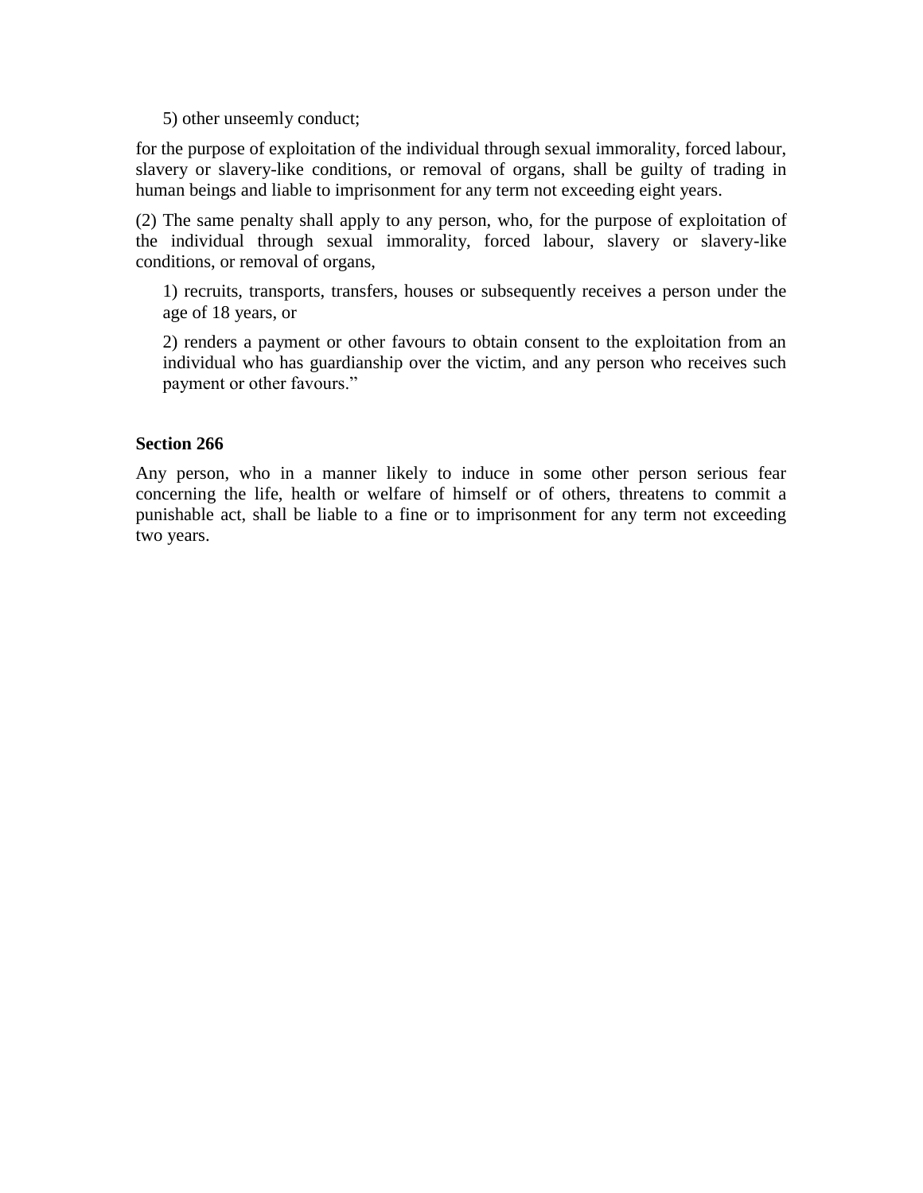5) other unseemly conduct;

for the purpose of exploitation of the individual through sexual immorality, forced labour, slavery or slavery-like conditions, or removal of organs, shall be guilty of trading in human beings and liable to imprisonment for any term not exceeding eight years.

(2) The same penalty shall apply to any person, who, for the purpose of exploitation of the individual through sexual immorality, forced labour, slavery or slavery-like conditions, or removal of organs,

1) recruits, transports, transfers, houses or subsequently receives a person under the age of 18 years, or

2) renders a payment or other favours to obtain consent to the exploitation from an individual who has guardianship over the victim, and any person who receives such payment or other favours."

**Section 266**

Any person, who in a manner likely to induce in some other person serious fear concerning the life, health or welfare of himself or of others, threatens to commit a punishable act, shall be liable to a fine or to imprisonment for any term not exceeding two years.